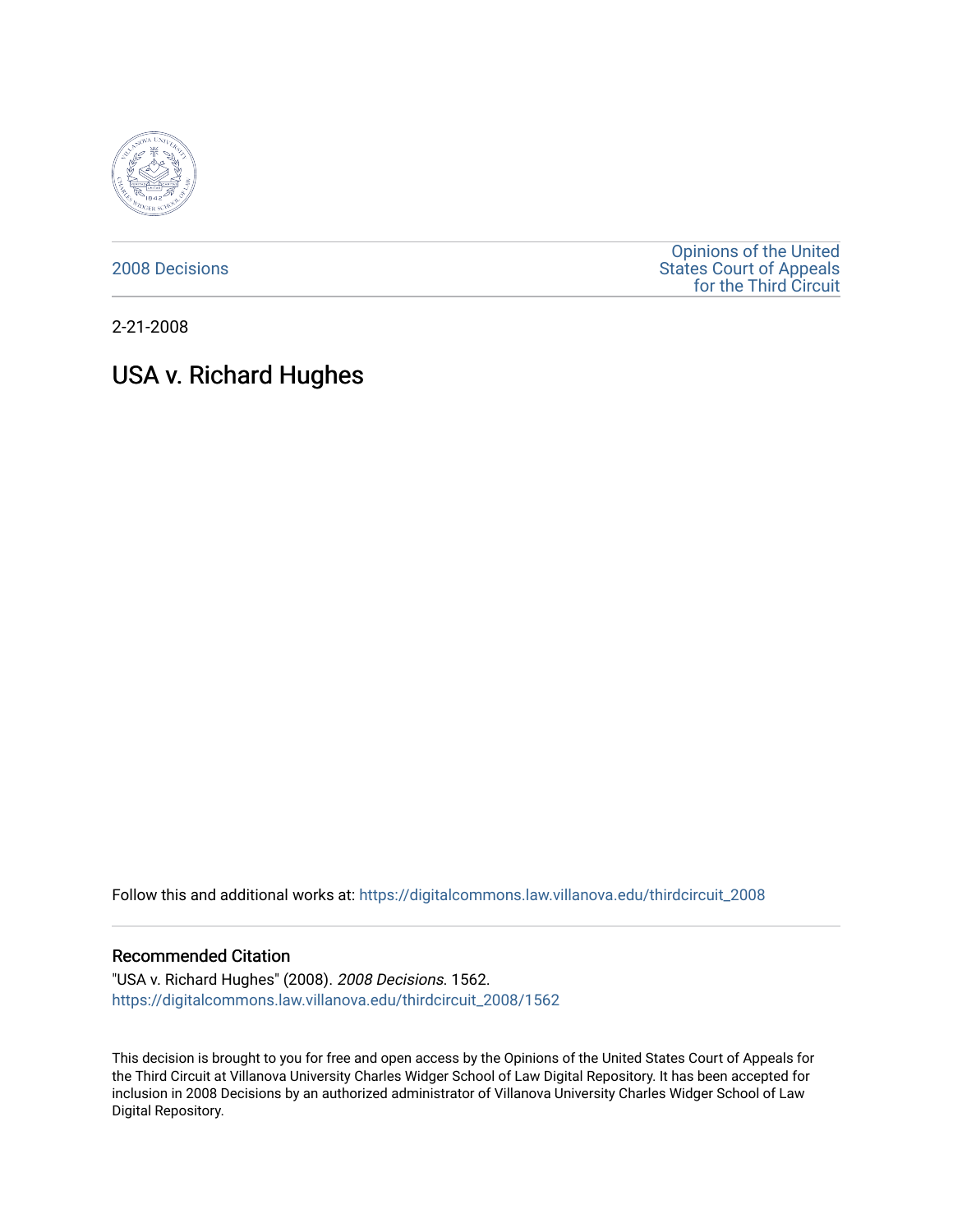2008 Decisions

Opinions of the United States Court of Appeals for the Third Circuit

2-21-2008

# USA v. Richard Hughes

Follow this and additional works at: https://digitalcommons.law.villanova.edu/thirdcircuit_2008

## Recommended Citation

"USA v. Richard Hughes" (2008). *2008 Decisions*. 1562.
https://digitalcommons.law.villanova.edu/thirdcircuit_2008/1562

This decision is brought to you for free and open access by the Opinions of the United States Court of Appeals for the Third Circuit at Villanova University Charles Widger School of Law Digital Repository. It has been accepted for inclusion in 2008 Decisions by an authorized administrator of Villanova University Charles Widger School of Law Digital Repository.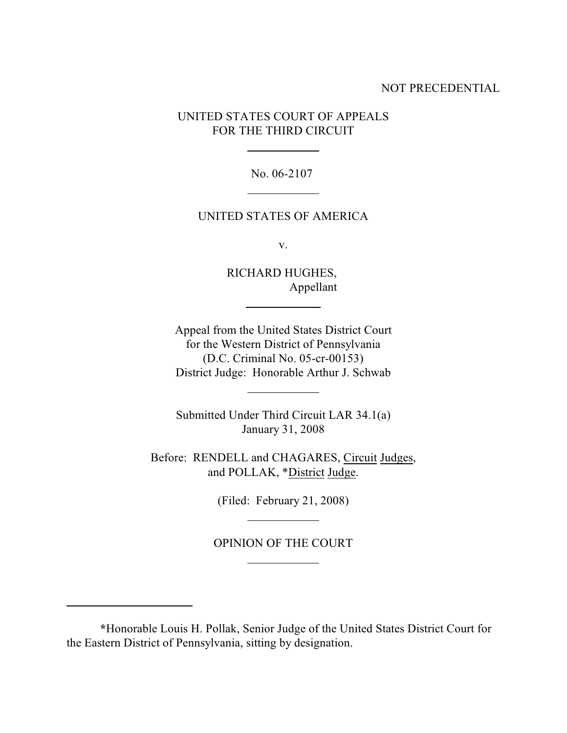NOT PRECEDENTIAL

UNITED STATES COURT OF APPEALS
FOR THE THIRD CIRCUIT

No. 06-2107

UNITED STATES OF AMERICA

v.

RICHARD HUGHES,
Appellant

Appeal from the United States District Court
for the Western District of Pennsylvania
(D.C. Criminal No. 05-cr-00153)
District Judge: Honorable Arthur J. Schwab

Submitted Under Third Circuit LAR 34.1(a)
January 31, 2008

Before: RENDELL and CHAGARES, Circuit Judges,
and POLLAK, *District Judge.

(Filed: February 21, 2008)

OPINION OF THE COURT

*Honorable Louis H. Pollak, Senior Judge of the United States District Court for the Eastern District of Pennsylvania, sitting by designation.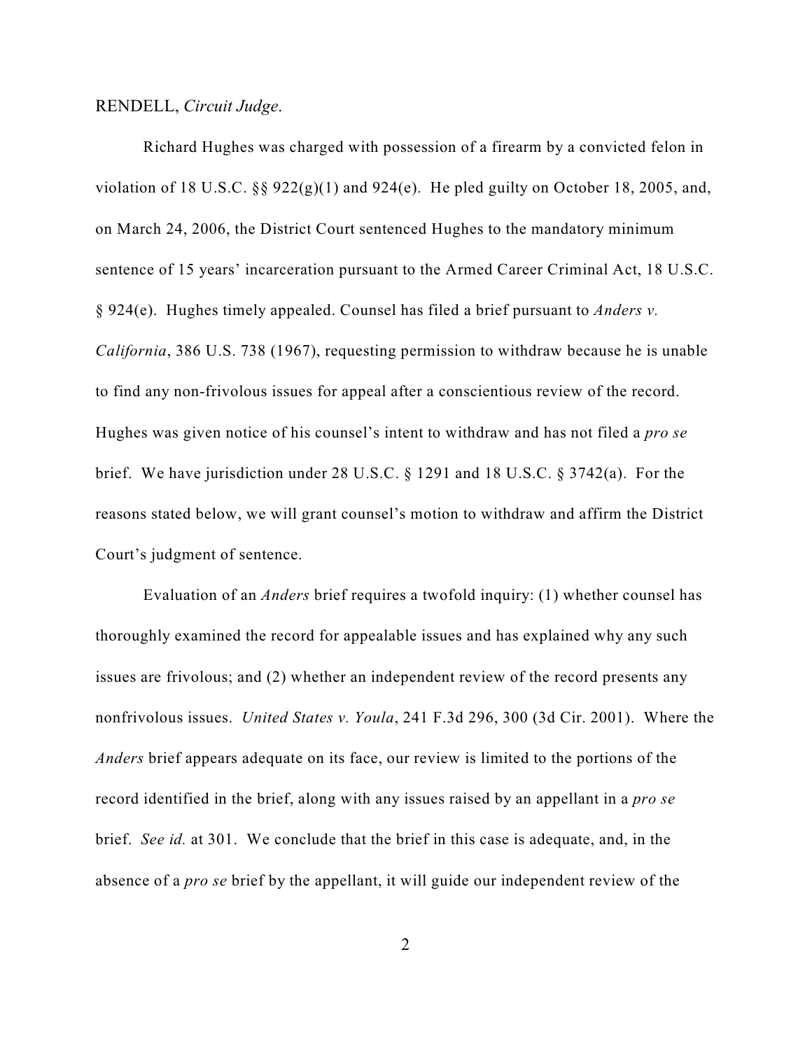RENDELL, *Circuit Judge*.

Richard Hughes was charged with possession of a firearm by a convicted felon in violation of 18 U.S.C. §§ 922(g)(1) and 924(e). He pled guilty on October 18, 2005, and, on March 24, 2006, the District Court sentenced Hughes to the mandatory minimum sentence of 15 years' incarceration pursuant to the Armed Career Criminal Act, 18 U.S.C. § 924(e). Hughes timely appealed. Counsel has filed a brief pursuant to *Anders v. California*, 386 U.S. 738 (1967), requesting permission to withdraw because he is unable to find any non-frivolous issues for appeal after a conscientious review of the record. Hughes was given notice of his counsel's intent to withdraw and has not filed a *pro se* brief. We have jurisdiction under 28 U.S.C. § 1291 and 18 U.S.C. § 3742(a). For the reasons stated below, we will grant counsel's motion to withdraw and affirm the District Court's judgment of sentence.

Evaluation of an *Anders* brief requires a twofold inquiry: (1) whether counsel has thoroughly examined the record for appealable issues and has explained why any such issues are frivolous; and (2) whether an independent review of the record presents any nonfrivolous issues. *United States v. Youla*, 241 F.3d 296, 300 (3d Cir. 2001). Where the *Anders* brief appears adequate on its face, our review is limited to the portions of the record identified in the brief, along with any issues raised by an appellant in a *pro se* brief. *See id.* at 301. We conclude that the brief in this case is adequate, and, in the absence of a *pro se* brief by the appellant, it will guide our independent review of the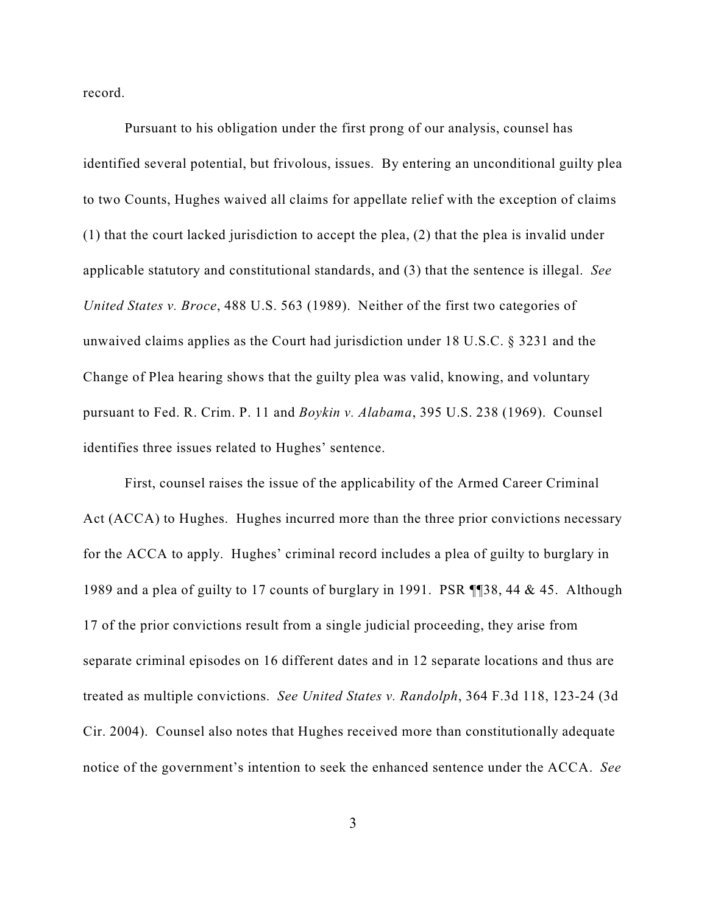record.

Pursuant to his obligation under the first prong of our analysis, counsel has identified several potential, but frivolous, issues. By entering an unconditional guilty plea to two Counts, Hughes waived all claims for appellate relief with the exception of claims (1) that the court lacked jurisdiction to accept the plea, (2) that the plea is invalid under applicable statutory and constitutional standards, and (3) that the sentence is illegal. *See United States v. Broce*, 488 U.S. 563 (1989). Neither of the first two categories of unwaived claims applies as the Court had jurisdiction under 18 U.S.C. § 3231 and the Change of Plea hearing shows that the guilty plea was valid, knowing, and voluntary pursuant to Fed. R. Crim. P. 11 and *Boykin v. Alabama*, 395 U.S. 238 (1969). Counsel identifies three issues related to Hughes' sentence.

First, counsel raises the issue of the applicability of the Armed Career Criminal Act (ACCA) to Hughes. Hughes incurred more than the three prior convictions necessary for the ACCA to apply. Hughes' criminal record includes a plea of guilty to burglary in 1989 and a plea of guilty to 17 counts of burglary in 1991. PSR ¶¶38, 44 & 45. Although 17 of the prior convictions result from a single judicial proceeding, they arise from separate criminal episodes on 16 different dates and in 12 separate locations and thus are treated as multiple convictions. *See United States v. Randolph*, 364 F.3d 118, 123-24 (3d Cir. 2004). Counsel also notes that Hughes received more than constitutionally adequate notice of the government's intention to seek the enhanced sentence under the ACCA. *See*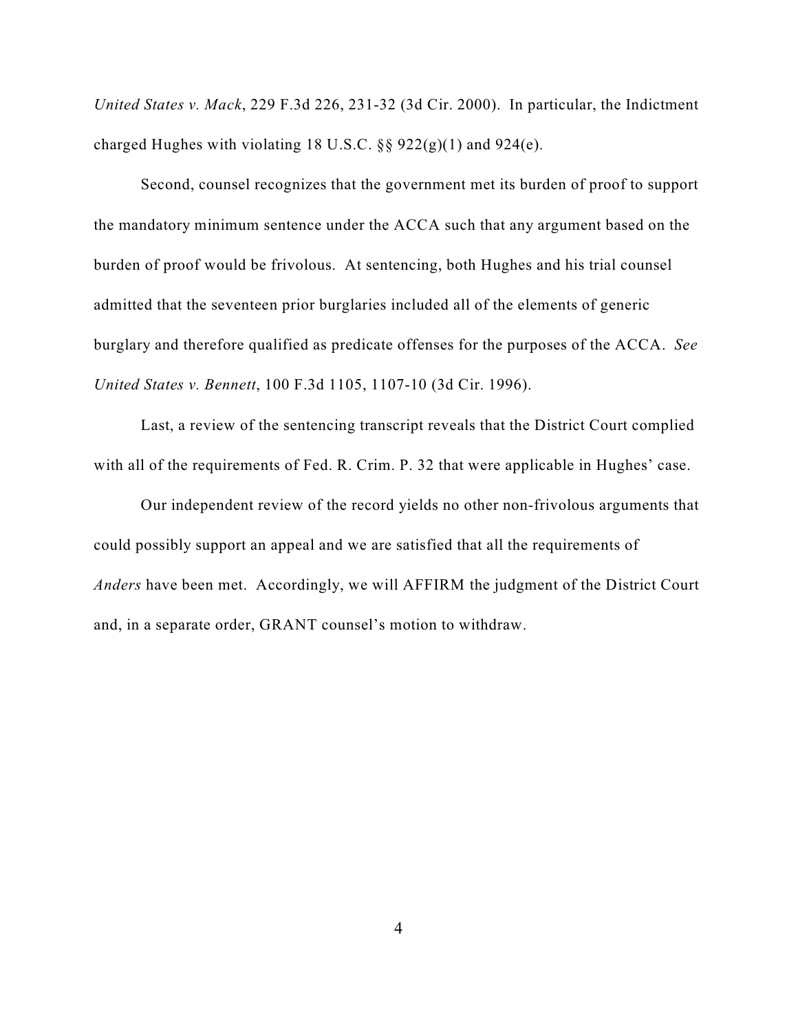*United States v. Mack*, 229 F.3d 226, 231-32 (3d Cir. 2000). In particular, the Indictment charged Hughes with violating 18 U.S.C. §§ 922(g)(1) and 924(e).

Second, counsel recognizes that the government met its burden of proof to support the mandatory minimum sentence under the ACCA such that any argument based on the burden of proof would be frivolous. At sentencing, both Hughes and his trial counsel admitted that the seventeen prior burglaries included all of the elements of generic burglary and therefore qualified as predicate offenses for the purposes of the ACCA. *See United States v. Bennett*, 100 F.3d 1105, 1107-10 (3d Cir. 1996).

Last, a review of the sentencing transcript reveals that the District Court complied with all of the requirements of Fed. R. Crim. P. 32 that were applicable in Hughes' case.

Our independent review of the record yields no other non-frivolous arguments that could possibly support an appeal and we are satisfied that all the requirements of *Anders* have been met. Accordingly, we will AFFIRM the judgment of the District Court and, in a separate order, GRANT counsel's motion to withdraw.